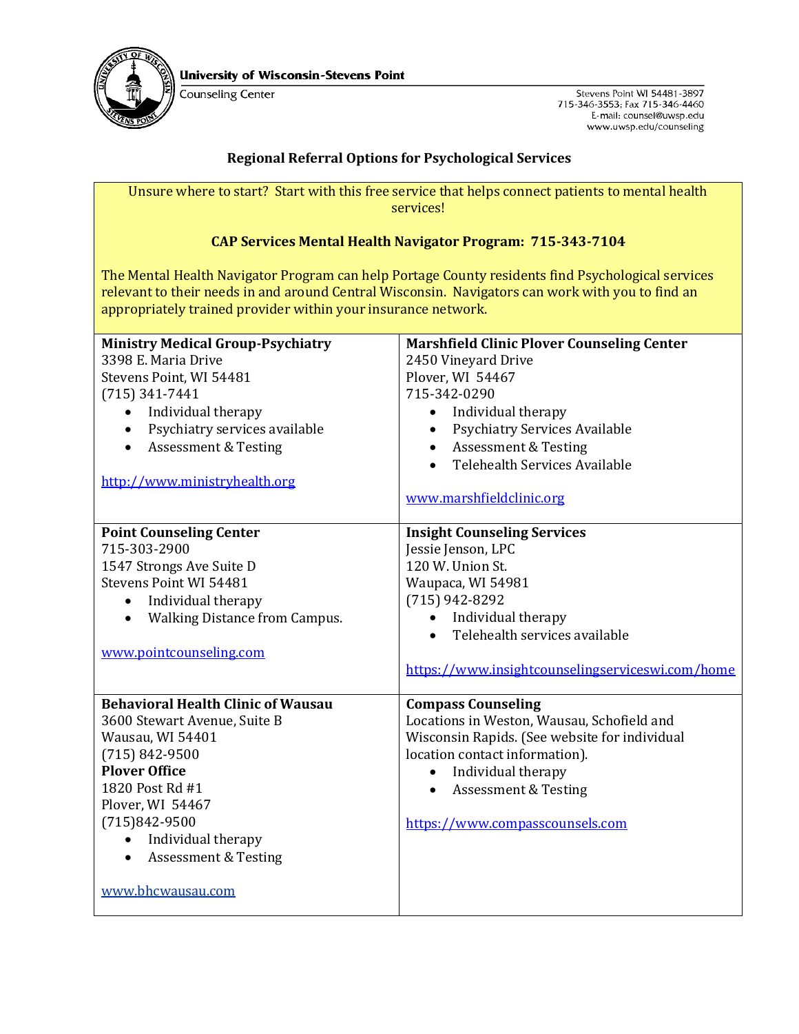**University of Wisconsin-Stevens Point**
Counseling Center

Stevens Point WI 54481-3897
715-346-3553; Fax 715-346-4460
E-mail: counsel@uwsp.edu
www.uwsp.edu/counseling

## Regional Referral Options for Psychological Services

Unsure where to start? Start with this free service that helps connect patients to mental health services!

**CAP Services Mental Health Navigator Program: 715-343-7104**

The Mental Health Navigator Program can help Portage County residents find Psychological services relevant to their needs in and around Central Wisconsin. Navigators can work with you to find an appropriately trained provider within your insurance network.

**Ministry Medical Group-Psychiatry**
3398 E. Maria Drive
Stevens Point, WI 54481
(715) 341-7441

- Individual therapy
- Psychiatry services available
- Assessment & Testing

http://www.ministryhealth.org

**Marshfield Clinic Plover Counseling Center**
2450 Vineyard Drive
Plover, WI 54467
715-342-0290

- Individual therapy
- Psychiatry Services Available
- Assessment & Testing
- Telehealth Services Available

www.marshfieldclinic.org

**Point Counseling Center**
715-303-2900
1547 Strongs Ave Suite D
Stevens Point WI 54481

- Individual therapy
- Walking Distance from Campus.

www.pointcounseling.com

**Insight Counseling Services**
Jessie Jenson, LPC
120 W. Union St.
Waupaca, WI 54981
(715) 942-8292

- Individual therapy
- Telehealth services available

https://www.insightcounselingserviceswi.com/home

**Behavioral Health Clinic of Wausau**
3600 Stewart Avenue, Suite B
Wausau, WI 54401
(715) 842-9500
**Plover Office**
1820 Post Rd #1
Plover, WI 54467
(715)842-9500

- Individual therapy
- Assessment & Testing

www.bhcwausau.com

**Compass Counseling**
Locations in Weston, Wausau, Schofield and Wisconsin Rapids. (See website for individual location contact information).

- Individual therapy
- Assessment & Testing

https://www.compasscounsels.com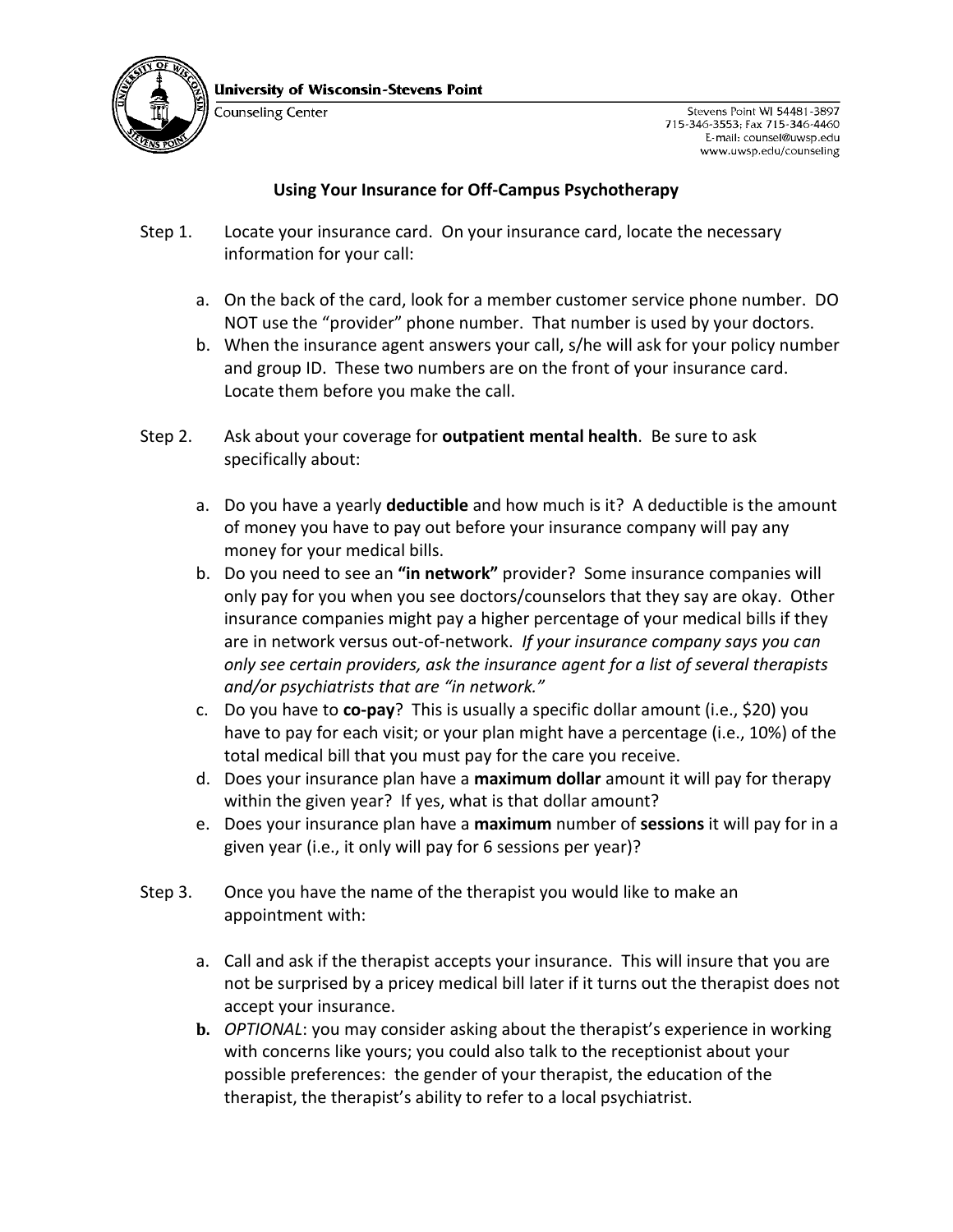**University of Wisconsin-Stevens Point**
Counseling Center

Stevens Point WI 54481-3897
715-346-3553; Fax 715-346-4460
E-mail: counsel@uwsp.edu
www.uwsp.edu/counseling

## Using Your Insurance for Off-Campus Psychotherapy

Step 1. Locate your insurance card. On your insurance card, locate the necessary information for your call:

a. On the back of the card, look for a member customer service phone number. DO NOT use the "provider" phone number. That number is used by your doctors.
b. When the insurance agent answers your call, s/he will ask for your policy number and group ID. These two numbers are on the front of your insurance card. Locate them before you make the call.

Step 2. Ask about your coverage for **outpatient mental health**. Be sure to ask specifically about:

a. Do you have a yearly **deductible** and how much is it? A deductible is the amount of money you have to pay out before your insurance company will pay any money for your medical bills.
b. Do you need to see an **"in network"** provider? Some insurance companies will only pay for you when you see doctors/counselors that they say are okay. Other insurance companies might pay a higher percentage of your medical bills if they are in network versus out-of-network. *If your insurance company says you can only see certain providers, ask the insurance agent for a list of several therapists and/or psychiatrists that are "in network."*
c. Do you have to **co-pay**? This is usually a specific dollar amount (i.e., $20) you have to pay for each visit; or your plan might have a percentage (i.e., 10%) of the total medical bill that you must pay for the care you receive.
d. Does your insurance plan have a **maximum dollar** amount it will pay for therapy within the given year? If yes, what is that dollar amount?
e. Does your insurance plan have a **maximum** number of **sessions** it will pay for in a given year (i.e., it only will pay for 6 sessions per year)?

Step 3. Once you have the name of the therapist you would like to make an appointment with:

a. Call and ask if the therapist accepts your insurance. This will insure that you are not be surprised by a pricey medical bill later if it turns out the therapist does not accept your insurance.
**b.** *OPTIONAL*: you may consider asking about the therapist's experience in working with concerns like yours; you could also talk to the receptionist about your possible preferences: the gender of your therapist, the education of the therapist, the therapist's ability to refer to a local psychiatrist.